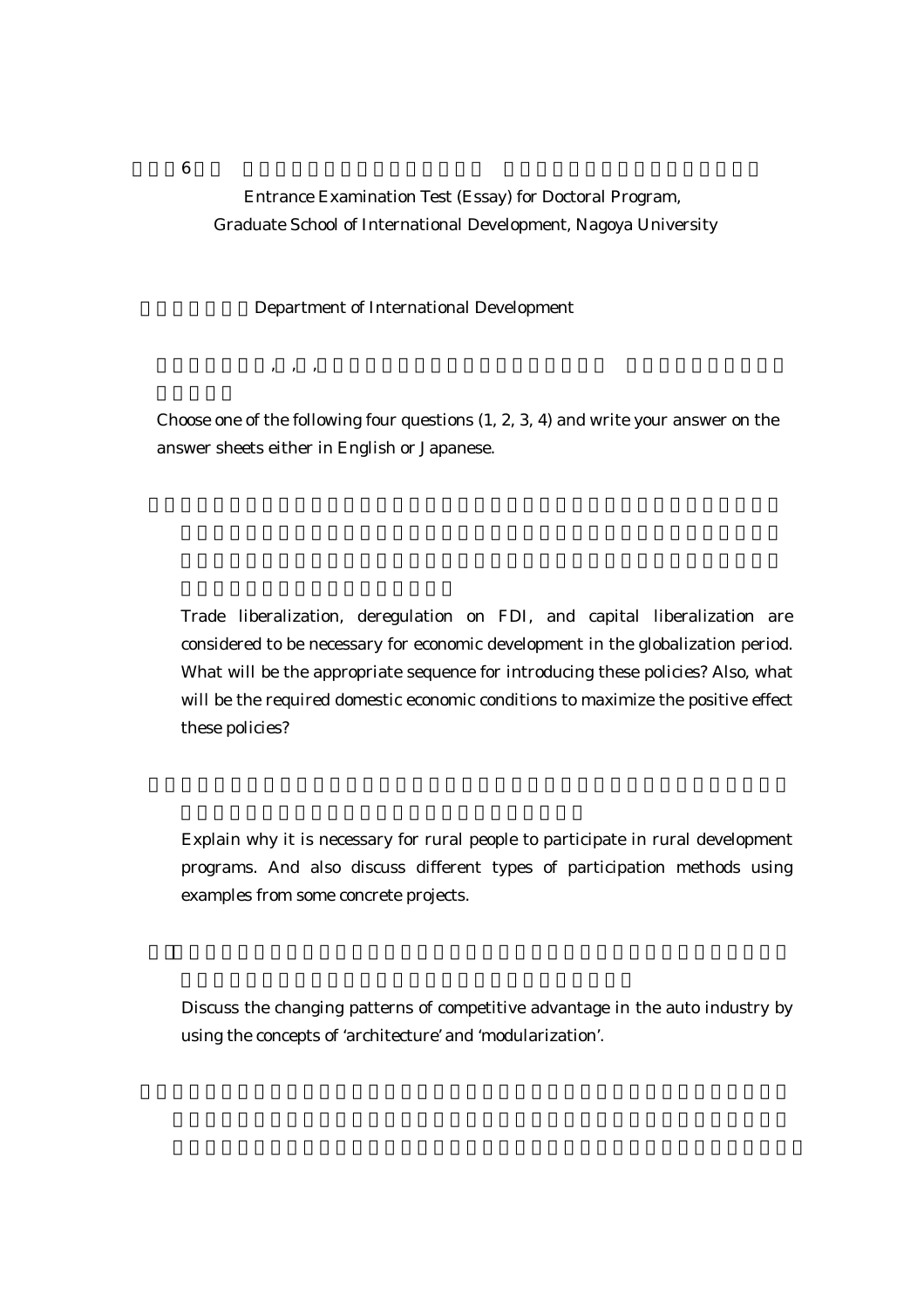Entrance Examination Test (Essay) for Doctoral Program,
Graduate School of International Development, Nagoya University

Department of International Development

Choose one of the following four questions (1, 2, 3, 4) and write your answer on the answer sheets either in English or Japanese.

Trade liberalization, deregulation on FDI, and capital liberalization are considered to be necessary for economic development in the globalization period. What will be the appropriate sequence for introducing these policies? Also, what will be the required domestic economic conditions to maximize the positive effect these policies?

Explain why it is necessary for rural people to participate in rural development programs. And also discuss different types of participation methods using examples from some concrete projects.

Discuss the changing patterns of competitive advantage in the auto industry by using the concepts of 'architecture' and 'modularization'.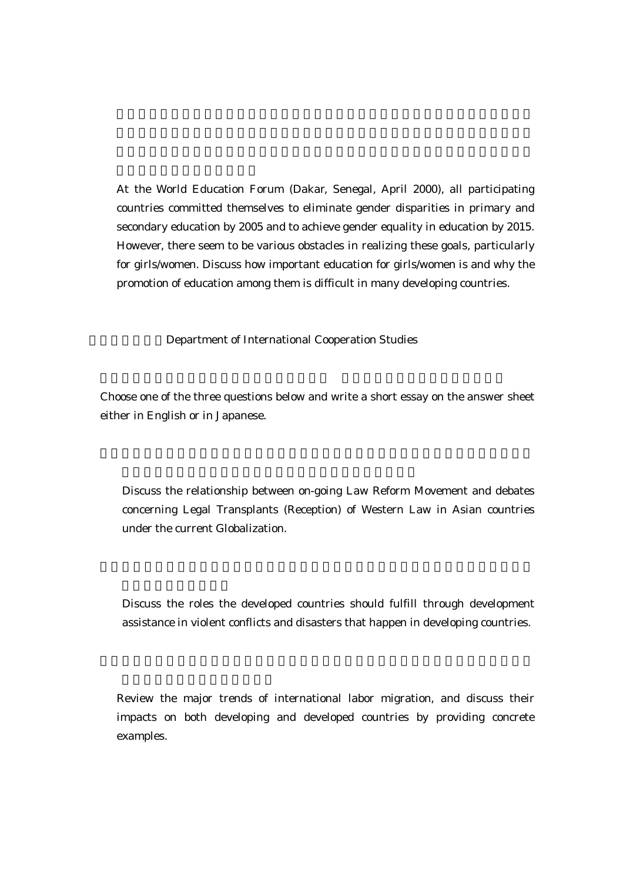At the World Education Forum (Dakar, Senegal, April 2000), all participating countries committed themselves to eliminate gender disparities in primary and secondary education by 2005 and to achieve gender equality in education by 2015. However, there seem to be various obstacles in realizing these goals, particularly for girls/women. Discuss how important education for girls/women is and why the promotion of education among them is difficult in many developing countries.

Department of International Cooperation Studies

Choose one of the three questions below and write a short essay on the answer sheet either in English or in Japanese.

Discuss the relationship between on-going Law Reform Movement and debates concerning Legal Transplants (Reception) of Western Law in Asian countries under the current Globalization.

Discuss the roles the developed countries should fulfill through development assistance in violent conflicts and disasters that happen in developing countries.

Review the major trends of international labor migration, and discuss their impacts on both developing and developed countries by providing concrete examples.